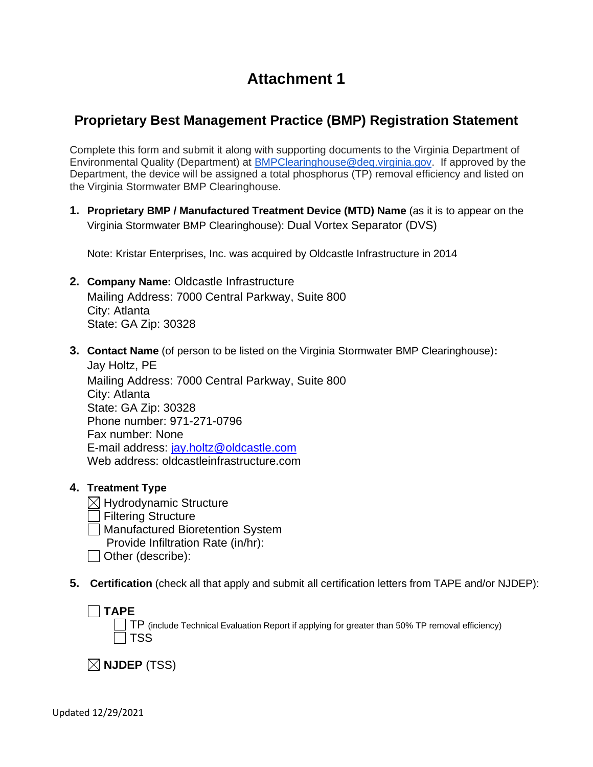# Attachment 1

## Proprietary Best Management Practice (BMP) Registration Statement

Complete this form and submit it along with supporting documents to the Virginia Department of Environmental Quality (Department) at BMPClearinghouse@deq.virginia.gov. If approved by the Department, the device will be assigned a total phosphorus (TP) removal efficiency and listed on the Virginia Stormwater BMP Clearinghouse.

1. **Proprietary BMP / Manufactured Treatment Device (MTD) Name** (as it is to appear on the Virginia Stormwater BMP Clearinghouse): Dual Vortex Separator (DVS)

   Note: Kristar Enterprises, Inc. was acquired by Oldcastle Infrastructure in 2014

2. **Company Name:** Oldcastle Infrastructure
   Mailing Address: 7000 Central Parkway, Suite 800
   City: Atlanta
   State: GA Zip: 30328

3. **Contact Name** (of person to be listed on the Virginia Stormwater BMP Clearinghouse)**:**
   Jay Holtz, PE
   Mailing Address: 7000 Central Parkway, Suite 800
   City: Atlanta
   State: GA Zip: 30328
   Phone number: 971-271-0796
   Fax number: None
   E-mail address: jay.holtz@oldcastle.com
   Web address: oldcastleinfrastructure.com

4. **Treatment Type**
   - ☒ Hydrodynamic Structure
   - ☐ Filtering Structure
   - ☐ Manufactured Bioretention System
     Provide Infiltration Rate (in/hr):
   - ☐ Other (describe):

5. **Certification** (check all that apply and submit all certification letters from TAPE and/or NJDEP):

   ☐ **TAPE**
   - ☐ TP (include Technical Evaluation Report if applying for greater than 50% TP removal efficiency)
   - ☐ TSS

   ☒ **NJDEP** (TSS)

Updated 12/29/2021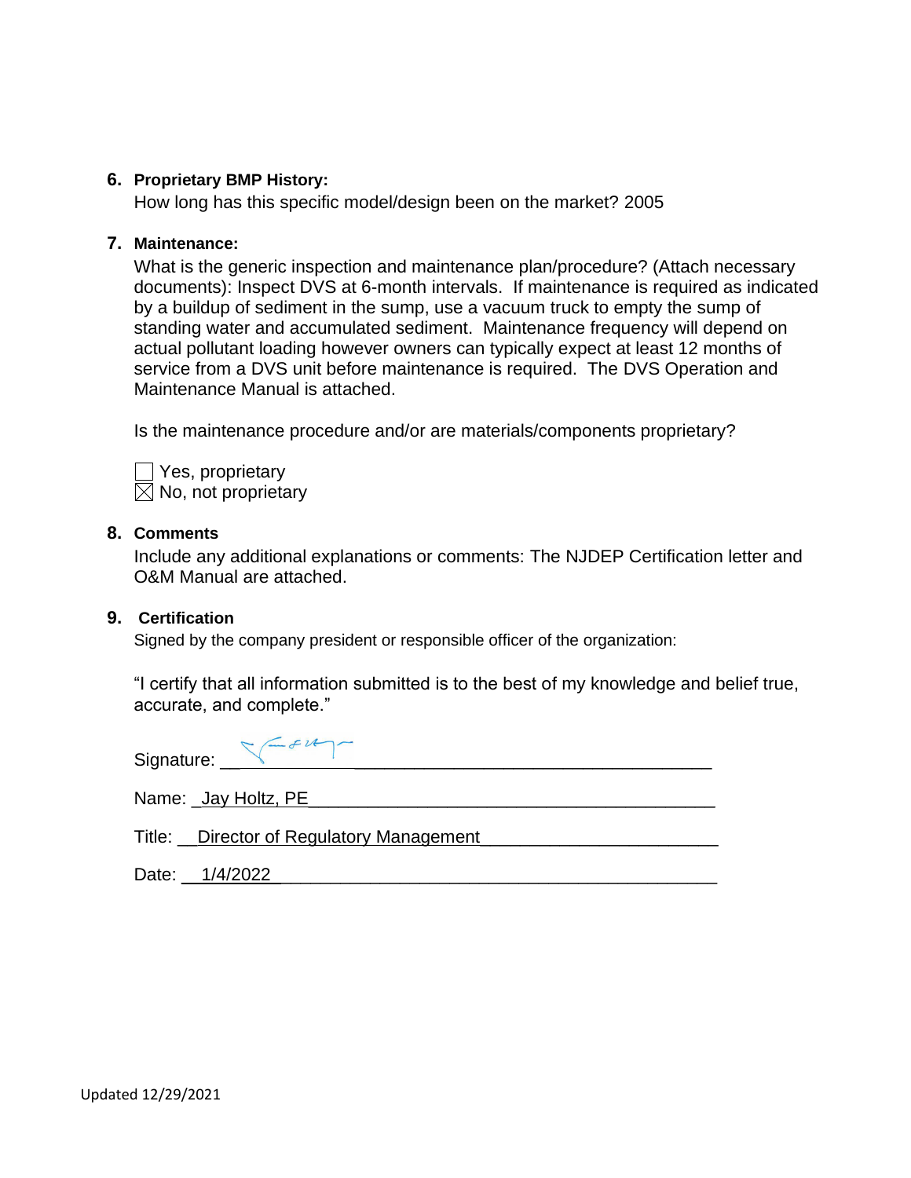6. **Proprietary BMP History:**

   How long has this specific model/design been on the market? 2005

7. **Maintenance:**

   What is the generic inspection and maintenance plan/procedure? (Attach necessary documents): Inspect DVS at 6-month intervals. If maintenance is required as indicated by a buildup of sediment in the sump, use a vacuum truck to empty the sump of standing water and accumulated sediment. Maintenance frequency will depend on actual pollutant loading however owners can typically expect at least 12 months of service from a DVS unit before maintenance is required. The DVS Operation and Maintenance Manual is attached.

   Is the maintenance procedure and/or are materials/components proprietary?

   ☐ Yes, proprietary
   ☒ No, not proprietary

8. **Comments**

   Include any additional explanations or comments: The NJDEP Certification letter and O&M Manual are attached.

9. **Certification**

   Signed by the company president or responsible officer of the organization:

   "I certify that all information submitted is to the best of my knowledge and belief true, accurate, and complete."

   Signature: ____________________

   Name: Jay Holtz, PE

   Title: Director of Regulatory Management

   Date: 1/4/2022

Updated 12/29/2021